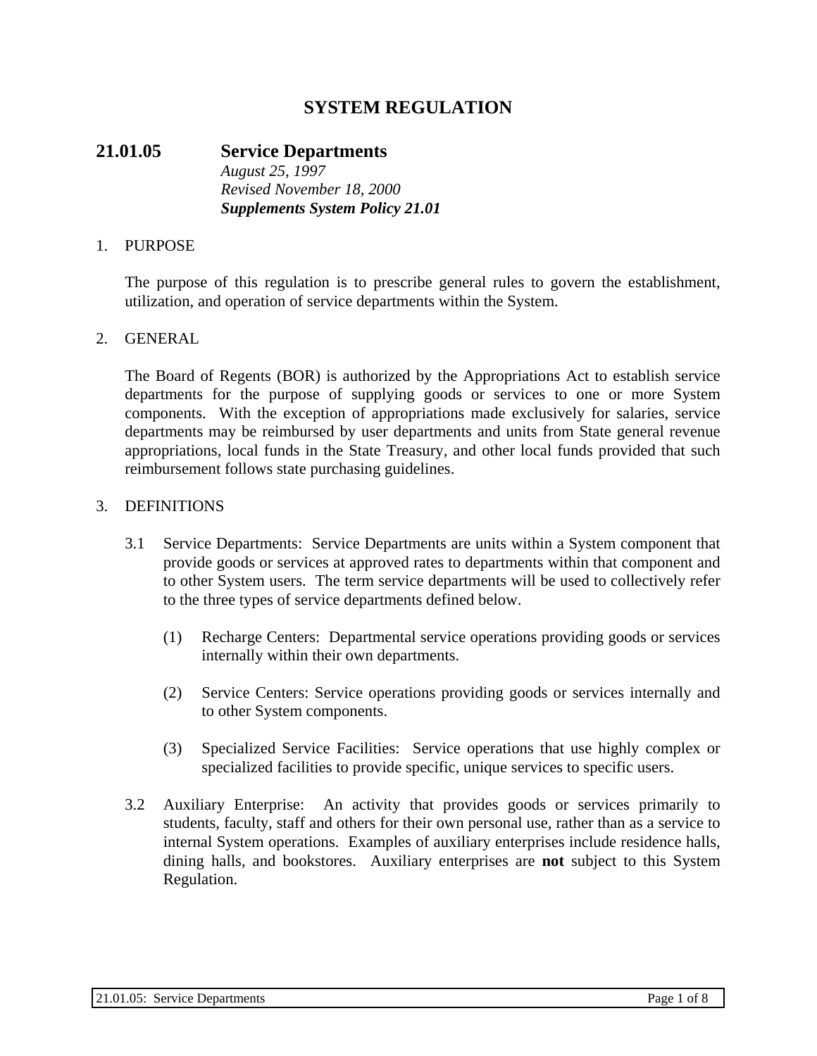# SYSTEM REGULATION

## 21.01.05 Service Departments

*August 25, 1997*
*Revised November 18, 2000*
***Supplements System Policy 21.01***

1. PURPOSE

   The purpose of this regulation is to prescribe general rules to govern the establishment, utilization, and operation of service departments within the System.

2. GENERAL

   The Board of Regents (BOR) is authorized by the Appropriations Act to establish service departments for the purpose of supplying goods or services to one or more System components. With the exception of appropriations made exclusively for salaries, service departments may be reimbursed by user departments and units from State general revenue appropriations, local funds in the State Treasury, and other local funds provided that such reimbursement follows state purchasing guidelines.

3. DEFINITIONS

   3.1 Service Departments: Service Departments are units within a System component that provide goods or services at approved rates to departments within that component and to other System users. The term service departments will be used to collectively refer to the three types of service departments defined below.

      (1) Recharge Centers: Departmental service operations providing goods or services internally within their own departments.

      (2) Service Centers: Service operations providing goods or services internally and to other System components.

      (3) Specialized Service Facilities: Service operations that use highly complex or specialized facilities to provide specific, unique services to specific users.

   3.2 Auxiliary Enterprise: An activity that provides goods or services primarily to students, faculty, staff and others for their own personal use, rather than as a service to internal System operations. Examples of auxiliary enterprises include residence halls, dining halls, and bookstores. Auxiliary enterprises are **not** subject to this System Regulation.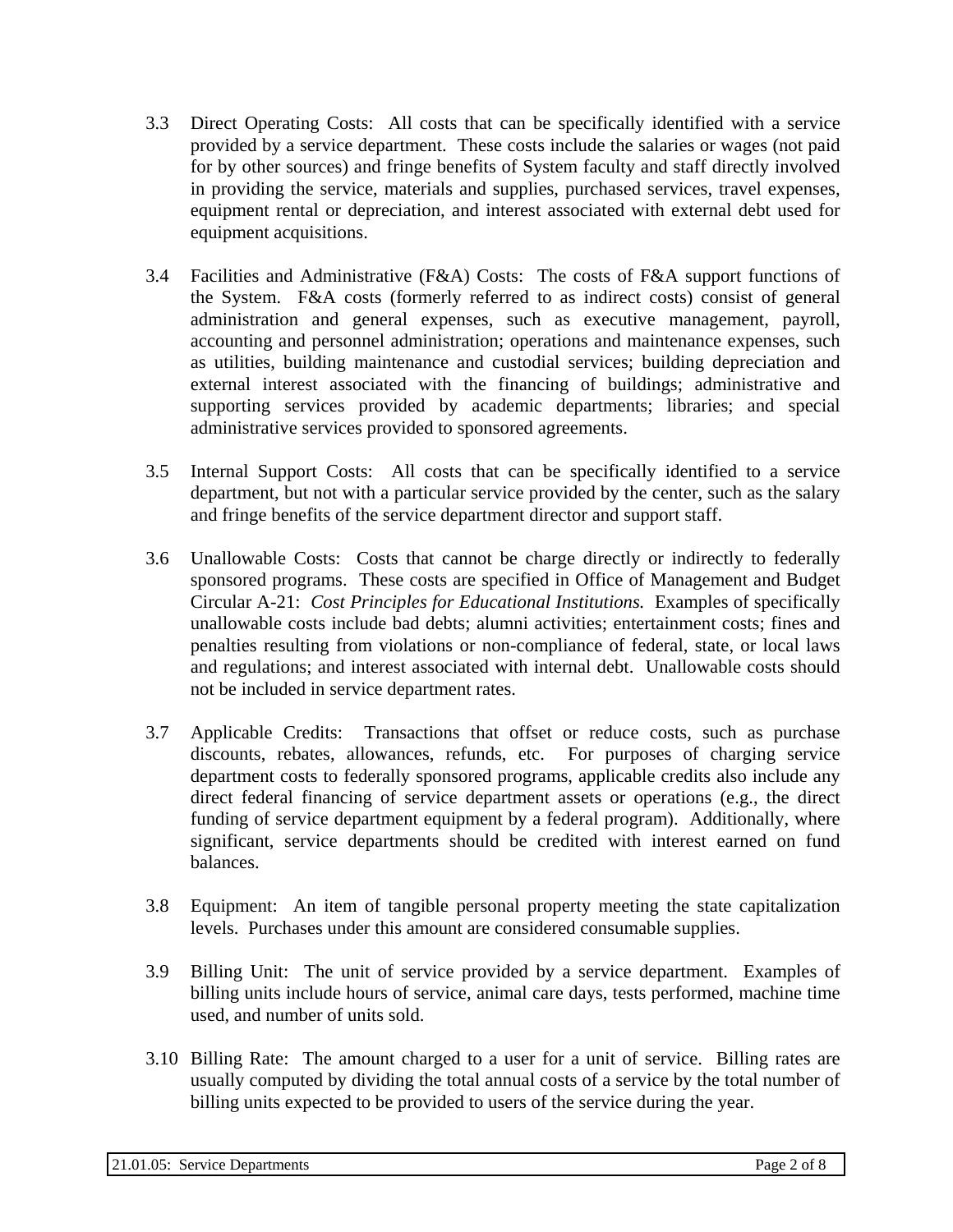3.3 Direct Operating Costs: All costs that can be specifically identified with a service provided by a service department. These costs include the salaries or wages (not paid for by other sources) and fringe benefits of System faculty and staff directly involved in providing the service, materials and supplies, purchased services, travel expenses, equipment rental or depreciation, and interest associated with external debt used for equipment acquisitions.

3.4 Facilities and Administrative (F&A) Costs: The costs of F&A support functions of the System. F&A costs (formerly referred to as indirect costs) consist of general administration and general expenses, such as executive management, payroll, accounting and personnel administration; operations and maintenance expenses, such as utilities, building maintenance and custodial services; building depreciation and external interest associated with the financing of buildings; administrative and supporting services provided by academic departments; libraries; and special administrative services provided to sponsored agreements.

3.5 Internal Support Costs: All costs that can be specifically identified to a service department, but not with a particular service provided by the center, such as the salary and fringe benefits of the service department director and support staff.

3.6 Unallowable Costs: Costs that cannot be charge directly or indirectly to federally sponsored programs. These costs are specified in Office of Management and Budget Circular A-21: *Cost Principles for Educational Institutions.* Examples of specifically unallowable costs include bad debts; alumni activities; entertainment costs; fines and penalties resulting from violations or non-compliance of federal, state, or local laws and regulations; and interest associated with internal debt. Unallowable costs should not be included in service department rates.

3.7 Applicable Credits: Transactions that offset or reduce costs, such as purchase discounts, rebates, allowances, refunds, etc. For purposes of charging service department costs to federally sponsored programs, applicable credits also include any direct federal financing of service department assets or operations (e.g., the direct funding of service department equipment by a federal program). Additionally, where significant, service departments should be credited with interest earned on fund balances.

3.8 Equipment: An item of tangible personal property meeting the state capitalization levels. Purchases under this amount are considered consumable supplies.

3.9 Billing Unit: The unit of service provided by a service department. Examples of billing units include hours of service, animal care days, tests performed, machine time used, and number of units sold.

3.10 Billing Rate: The amount charged to a user for a unit of service. Billing rates are usually computed by dividing the total annual costs of a service by the total number of billing units expected to be provided to users of the service during the year.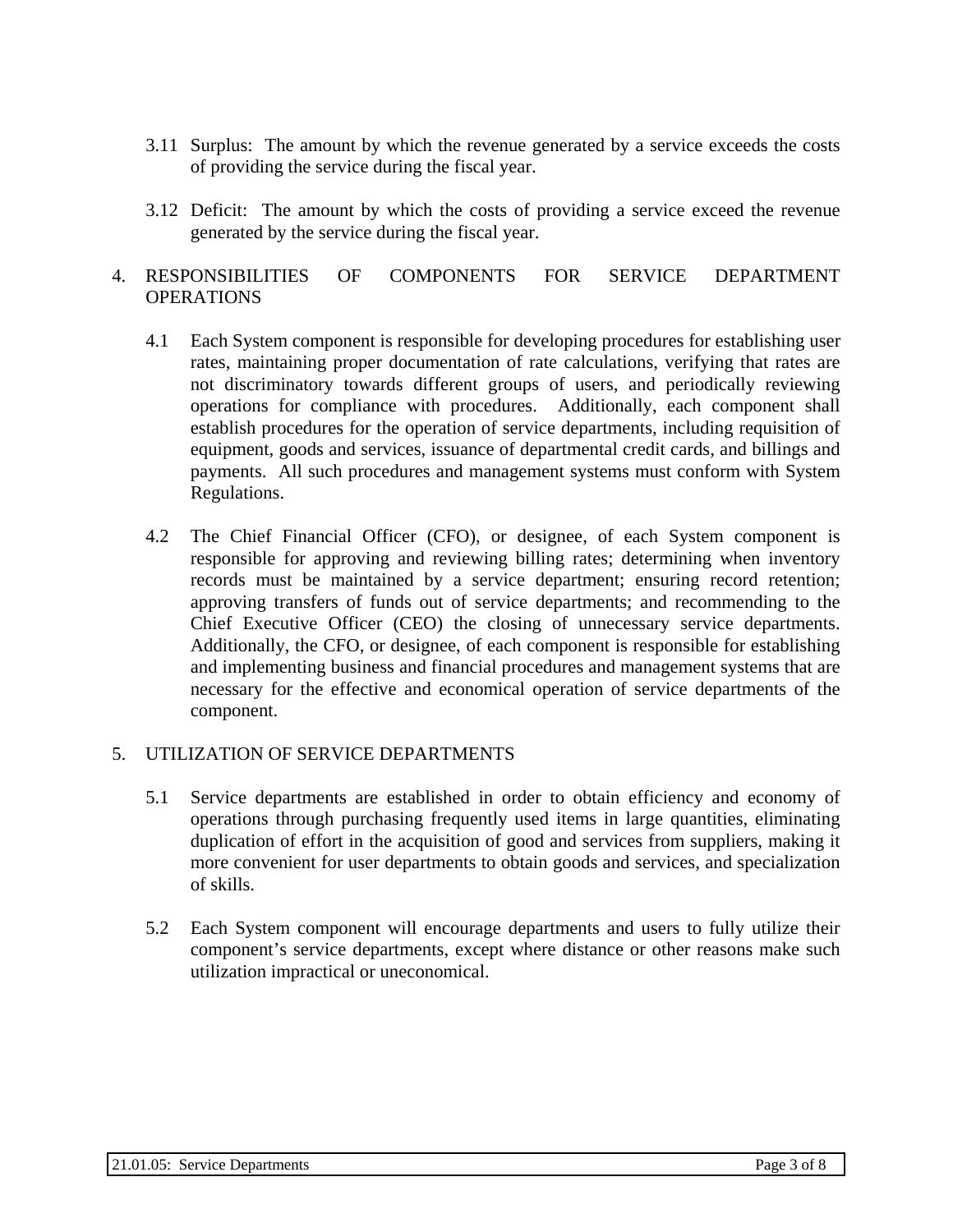3.11 Surplus: The amount by which the revenue generated by a service exceeds the costs of providing the service during the fiscal year.

3.12 Deficit: The amount by which the costs of providing a service exceed the revenue generated by the service during the fiscal year.

## 4. RESPONSIBILITIES OF COMPONENTS FOR SERVICE DEPARTMENT OPERATIONS

4.1 Each System component is responsible for developing procedures for establishing user rates, maintaining proper documentation of rate calculations, verifying that rates are not discriminatory towards different groups of users, and periodically reviewing operations for compliance with procedures. Additionally, each component shall establish procedures for the operation of service departments, including requisition of equipment, goods and services, issuance of departmental credit cards, and billings and payments. All such procedures and management systems must conform with System Regulations.

4.2 The Chief Financial Officer (CFO), or designee, of each System component is responsible for approving and reviewing billing rates; determining when inventory records must be maintained by a service department; ensuring record retention; approving transfers of funds out of service departments; and recommending to the Chief Executive Officer (CEO) the closing of unnecessary service departments. Additionally, the CFO, or designee, of each component is responsible for establishing and implementing business and financial procedures and management systems that are necessary for the effective and economical operation of service departments of the component.

## 5. UTILIZATION OF SERVICE DEPARTMENTS

5.1 Service departments are established in order to obtain efficiency and economy of operations through purchasing frequently used items in large quantities, eliminating duplication of effort in the acquisition of good and services from suppliers, making it more convenient for user departments to obtain goods and services, and specialization of skills.

5.2 Each System component will encourage departments and users to fully utilize their component's service departments, except where distance or other reasons make such utilization impractical or uneconomical.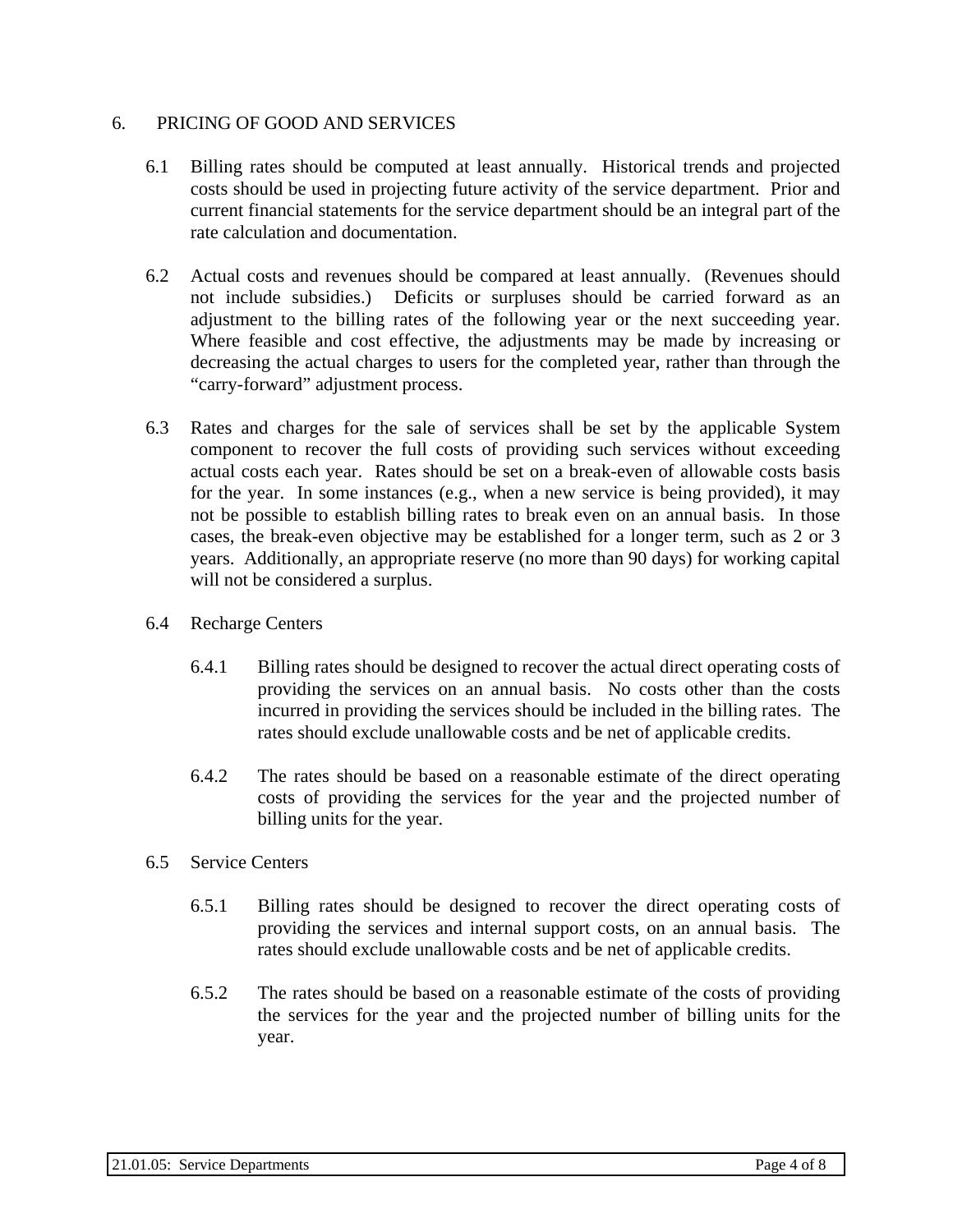## 6. PRICING OF GOOD AND SERVICES

6.1 Billing rates should be computed at least annually. Historical trends and projected costs should be used in projecting future activity of the service department. Prior and current financial statements for the service department should be an integral part of the rate calculation and documentation.

6.2 Actual costs and revenues should be compared at least annually. (Revenues should not include subsidies.) Deficits or surpluses should be carried forward as an adjustment to the billing rates of the following year or the next succeeding year. Where feasible and cost effective, the adjustments may be made by increasing or decreasing the actual charges to users for the completed year, rather than through the "carry-forward" adjustment process.

6.3 Rates and charges for the sale of services shall be set by the applicable System component to recover the full costs of providing such services without exceeding actual costs each year. Rates should be set on a break-even of allowable costs basis for the year. In some instances (e.g., when a new service is being provided), it may not be possible to establish billing rates to break even on an annual basis. In those cases, the break-even objective may be established for a longer term, such as 2 or 3 years. Additionally, an appropriate reserve (no more than 90 days) for working capital will not be considered a surplus.

6.4 Recharge Centers

6.4.1 Billing rates should be designed to recover the actual direct operating costs of providing the services on an annual basis. No costs other than the costs incurred in providing the services should be included in the billing rates. The rates should exclude unallowable costs and be net of applicable credits.

6.4.2 The rates should be based on a reasonable estimate of the direct operating costs of providing the services for the year and the projected number of billing units for the year.

6.5 Service Centers

6.5.1 Billing rates should be designed to recover the direct operating costs of providing the services and internal support costs, on an annual basis. The rates should exclude unallowable costs and be net of applicable credits.

6.5.2 The rates should be based on a reasonable estimate of the costs of providing the services for the year and the projected number of billing units for the year.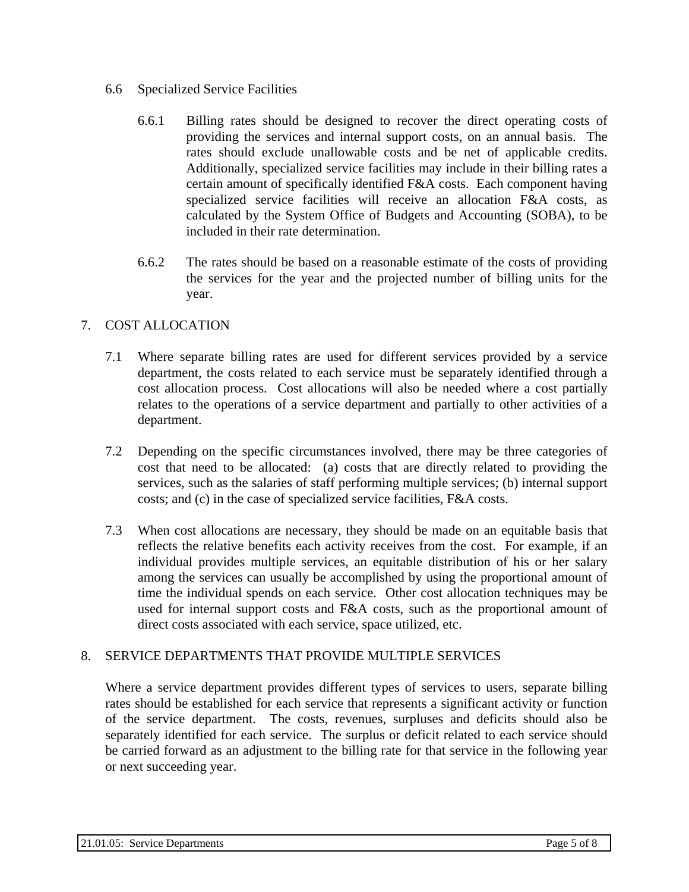6.6 Specialized Service Facilities

6.6.1 Billing rates should be designed to recover the direct operating costs of providing the services and internal support costs, on an annual basis. The rates should exclude unallowable costs and be net of applicable credits. Additionally, specialized service facilities may include in their billing rates a certain amount of specifically identified F&A costs. Each component having specialized service facilities will receive an allocation F&A costs, as calculated by the System Office of Budgets and Accounting (SOBA), to be included in their rate determination.

6.6.2 The rates should be based on a reasonable estimate of the costs of providing the services for the year and the projected number of billing units for the year.

## 7. COST ALLOCATION

7.1 Where separate billing rates are used for different services provided by a service department, the costs related to each service must be separately identified through a cost allocation process. Cost allocations will also be needed where a cost partially relates to the operations of a service department and partially to other activities of a department.

7.2 Depending on the specific circumstances involved, there may be three categories of cost that need to be allocated: (a) costs that are directly related to providing the services, such as the salaries of staff performing multiple services; (b) internal support costs; and (c) in the case of specialized service facilities, F&A costs.

7.3 When cost allocations are necessary, they should be made on an equitable basis that reflects the relative benefits each activity receives from the cost. For example, if an individual provides multiple services, an equitable distribution of his or her salary among the services can usually be accomplished by using the proportional amount of time the individual spends on each service. Other cost allocation techniques may be used for internal support costs and F&A costs, such as the proportional amount of direct costs associated with each service, space utilized, etc.

## 8. SERVICE DEPARTMENTS THAT PROVIDE MULTIPLE SERVICES

Where a service department provides different types of services to users, separate billing rates should be established for each service that represents a significant activity or function of the service department. The costs, revenues, surpluses and deficits should also be separately identified for each service. The surplus or deficit related to each service should be carried forward as an adjustment to the billing rate for that service in the following year or next succeeding year.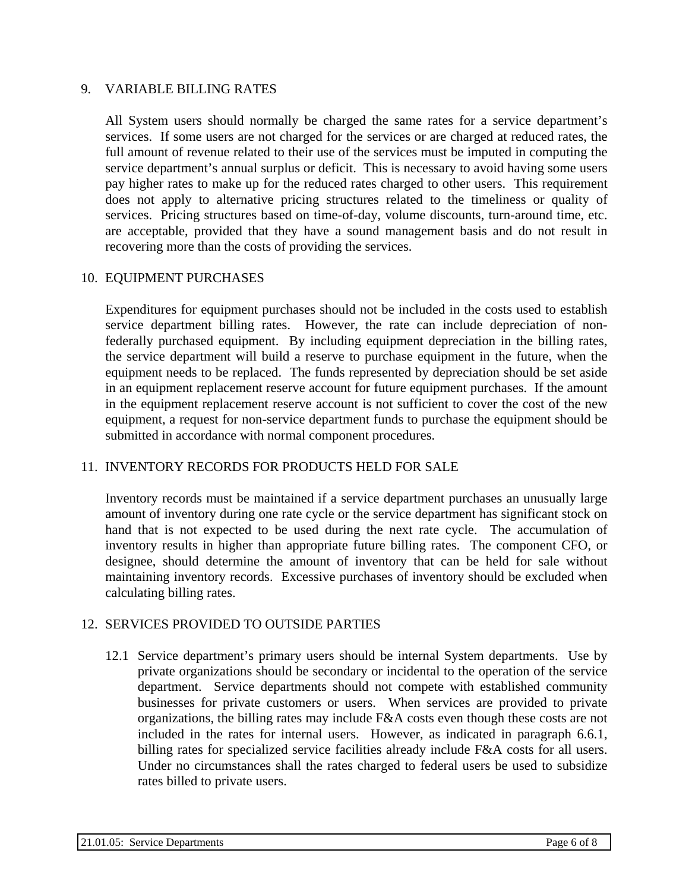## 9. VARIABLE BILLING RATES

All System users should normally be charged the same rates for a service department's services. If some users are not charged for the services or are charged at reduced rates, the full amount of revenue related to their use of the services must be imputed in computing the service department's annual surplus or deficit. This is necessary to avoid having some users pay higher rates to make up for the reduced rates charged to other users. This requirement does not apply to alternative pricing structures related to the timeliness or quality of services. Pricing structures based on time-of-day, volume discounts, turn-around time, etc. are acceptable, provided that they have a sound management basis and do not result in recovering more than the costs of providing the services.

## 10. EQUIPMENT PURCHASES

Expenditures for equipment purchases should not be included in the costs used to establish service department billing rates. However, the rate can include depreciation of non-federally purchased equipment. By including equipment depreciation in the billing rates, the service department will build a reserve to purchase equipment in the future, when the equipment needs to be replaced. The funds represented by depreciation should be set aside in an equipment replacement reserve account for future equipment purchases. If the amount in the equipment replacement reserve account is not sufficient to cover the cost of the new equipment, a request for non-service department funds to purchase the equipment should be submitted in accordance with normal component procedures.

## 11. INVENTORY RECORDS FOR PRODUCTS HELD FOR SALE

Inventory records must be maintained if a service department purchases an unusually large amount of inventory during one rate cycle or the service department has significant stock on hand that is not expected to be used during the next rate cycle. The accumulation of inventory results in higher than appropriate future billing rates. The component CFO, or designee, should determine the amount of inventory that can be held for sale without maintaining inventory records. Excessive purchases of inventory should be excluded when calculating billing rates.

## 12. SERVICES PROVIDED TO OUTSIDE PARTIES

12.1 Service department's primary users should be internal System departments. Use by private organizations should be secondary or incidental to the operation of the service department. Service departments should not compete with established community businesses for private customers or users. When services are provided to private organizations, the billing rates may include F&A costs even though these costs are not included in the rates for internal users. However, as indicated in paragraph 6.6.1, billing rates for specialized service facilities already include F&A costs for all users. Under no circumstances shall the rates charged to federal users be used to subsidize rates billed to private users.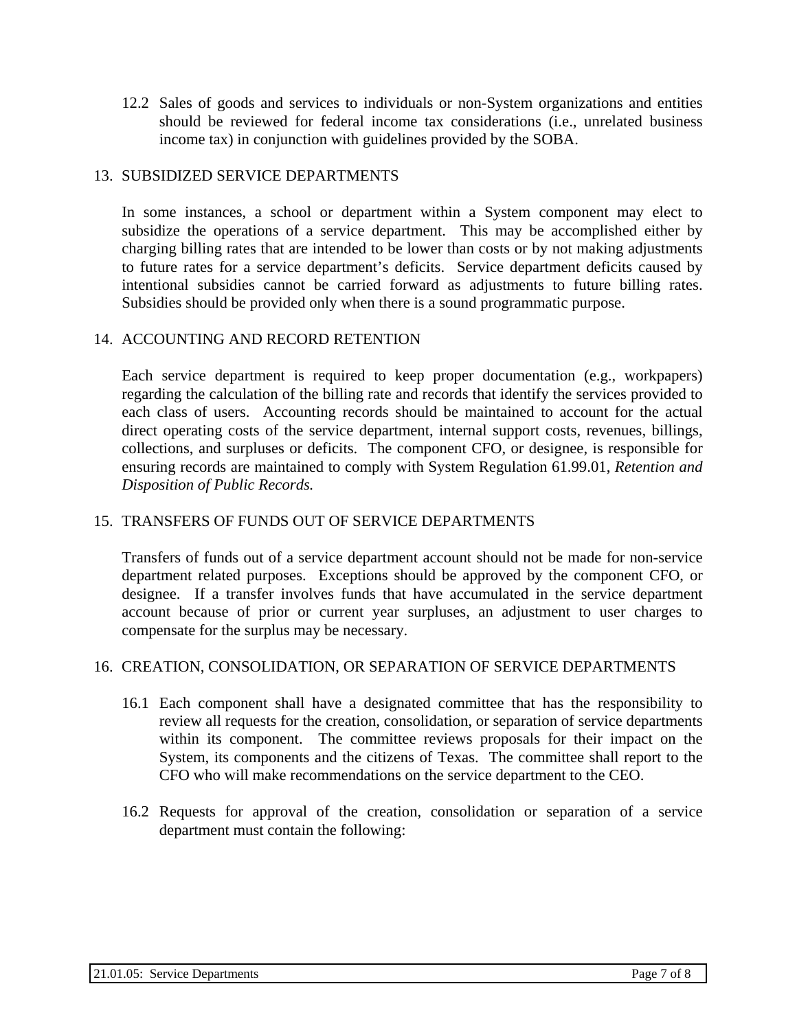12.2 Sales of goods and services to individuals or non-System organizations and entities should be reviewed for federal income tax considerations (i.e., unrelated business income tax) in conjunction with guidelines provided by the SOBA.

## 13. SUBSIDIZED SERVICE DEPARTMENTS

In some instances, a school or department within a System component may elect to subsidize the operations of a service department. This may be accomplished either by charging billing rates that are intended to be lower than costs or by not making adjustments to future rates for a service department's deficits. Service department deficits caused by intentional subsidies cannot be carried forward as adjustments to future billing rates. Subsidies should be provided only when there is a sound programmatic purpose.

## 14. ACCOUNTING AND RECORD RETENTION

Each service department is required to keep proper documentation (e.g., workpapers) regarding the calculation of the billing rate and records that identify the services provided to each class of users. Accounting records should be maintained to account for the actual direct operating costs of the service department, internal support costs, revenues, billings, collections, and surpluses or deficits. The component CFO, or designee, is responsible for ensuring records are maintained to comply with System Regulation 61.99.01, *Retention and Disposition of Public Records.*

## 15. TRANSFERS OF FUNDS OUT OF SERVICE DEPARTMENTS

Transfers of funds out of a service department account should not be made for non-service department related purposes. Exceptions should be approved by the component CFO, or designee. If a transfer involves funds that have accumulated in the service department account because of prior or current year surpluses, an adjustment to user charges to compensate for the surplus may be necessary.

## 16. CREATION, CONSOLIDATION, OR SEPARATION OF SERVICE DEPARTMENTS

16.1 Each component shall have a designated committee that has the responsibility to review all requests for the creation, consolidation, or separation of service departments within its component. The committee reviews proposals for their impact on the System, its components and the citizens of Texas. The committee shall report to the CFO who will make recommendations on the service department to the CEO.

16.2 Requests for approval of the creation, consolidation or separation of a service department must contain the following: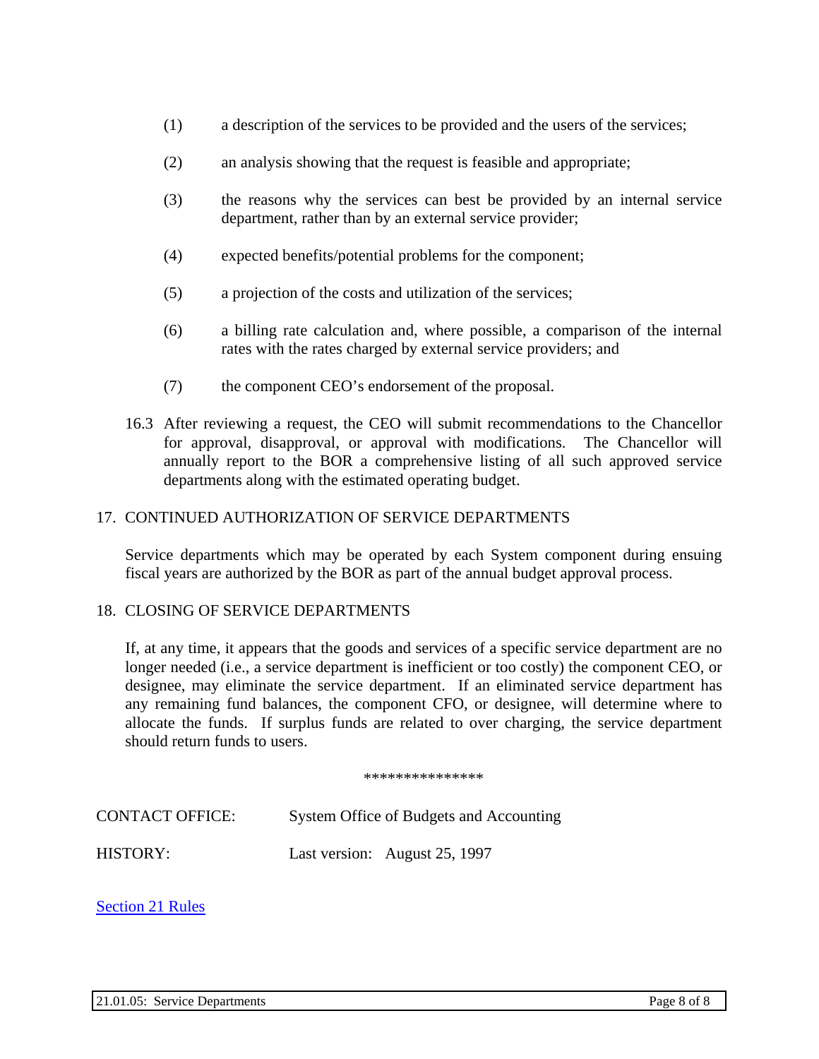(1) a description of the services to be provided and the users of the services;

(2) an analysis showing that the request is feasible and appropriate;

(3) the reasons why the services can best be provided by an internal service department, rather than by an external service provider;

(4) expected benefits/potential problems for the component;

(5) a projection of the costs and utilization of the services;

(6) a billing rate calculation and, where possible, a comparison of the internal rates with the rates charged by external service providers; and

(7) the component CEO's endorsement of the proposal.

16.3 After reviewing a request, the CEO will submit recommendations to the Chancellor for approval, disapproval, or approval with modifications. The Chancellor will annually report to the BOR a comprehensive listing of all such approved service departments along with the estimated operating budget.

## 17. CONTINUED AUTHORIZATION OF SERVICE DEPARTMENTS

Service departments which may be operated by each System component during ensuing fiscal years are authorized by the BOR as part of the annual budget approval process.

## 18. CLOSING OF SERVICE DEPARTMENTS

If, at any time, it appears that the goods and services of a specific service department are no longer needed (i.e., a service department is inefficient or too costly) the component CEO, or designee, may eliminate the service department. If an eliminated service department has any remaining fund balances, the component CFO, or designee, will determine where to allocate the funds. If surplus funds are related to over charging, the service department should return funds to users.

***************

CONTACT OFFICE: System Office of Budgets and Accounting

HISTORY: Last version: August 25, 1997

Section 21 Rules